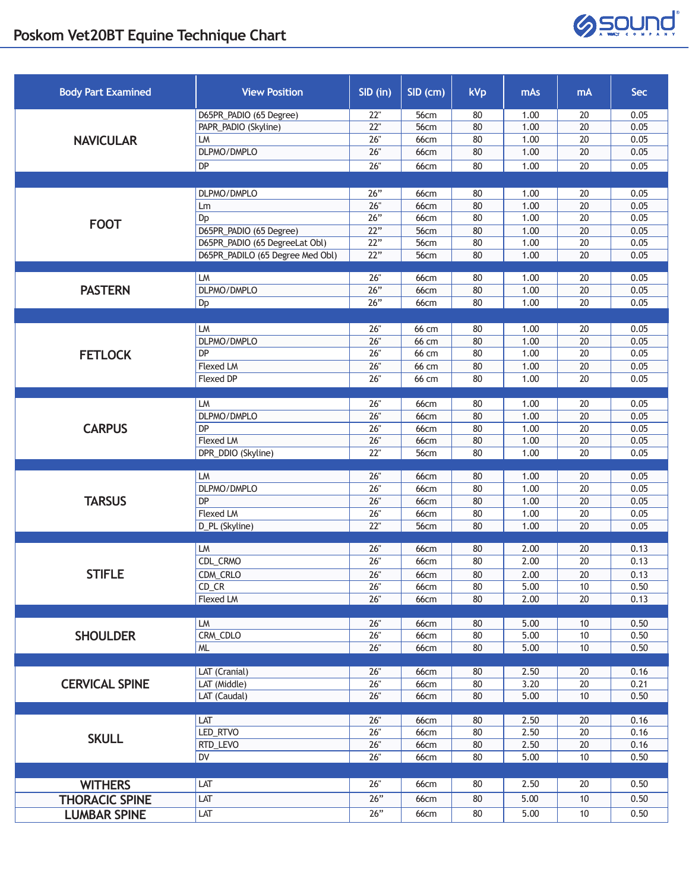# Poskom Vet20BT Equine Technique Chart

| Body Part Examined | View Position | SID (in) | SID (cm) | kVp | mAs | mA | Sec |
|---|---|---|---|---|---|---|---|
| NAVICULAR | D65PR_PADIO (65 Degree) | 22" | 56cm | 80 | 1.00 | 20 | 0.05 |
| | PAPR_PADIO (Skyline) | 22" | 56cm | 80 | 1.00 | 20 | 0.05 |
| | LM | 26" | 66cm | 80 | 1.00 | 20 | 0.05 |
| | DLPMO/DMPLO | 26" | 66cm | 80 | 1.00 | 20 | 0.05 |
| | DP | 26" | 66cm | 80 | 1.00 | 20 | 0.05 |
| FOOT | DLPMO/DMPLO | 26" | 66cm | 80 | 1.00 | 20 | 0.05 |
| | Lm | 26" | 66cm | 80 | 1.00 | 20 | 0.05 |
| | Dp | 26" | 66cm | 80 | 1.00 | 20 | 0.05 |
| | D65PR_PADIO (65 Degree) | 22" | 56cm | 80 | 1.00 | 20 | 0.05 |
| | D65PR_PADIO (65 DegreeLat Obl) | 22" | 56cm | 80 | 1.00 | 20 | 0.05 |
| | D65PR_PADILO (65 Degree Med Obl) | 22" | 56cm | 80 | 1.00 | 20 | 0.05 |
| PASTERN | LM | 26" | 66cm | 80 | 1.00 | 20 | 0.05 |
| | DLPMO/DMPLO | 26" | 66cm | 80 | 1.00 | 20 | 0.05 |
| | Dp | 26" | 66cm | 80 | 1.00 | 20 | 0.05 |
| FETLOCK | LM | 26" | 66 cm | 80 | 1.00 | 20 | 0.05 |
| | DLPMO/DMPLO | 26" | 66 cm | 80 | 1.00 | 20 | 0.05 |
| | DP | 26" | 66 cm | 80 | 1.00 | 20 | 0.05 |
| | Flexed LM | 26" | 66 cm | 80 | 1.00 | 20 | 0.05 |
| | Flexed DP | 26" | 66 cm | 80 | 1.00 | 20 | 0.05 |
| CARPUS | LM | 26" | 66cm | 80 | 1.00 | 20 | 0.05 |
| | DLPMO/DMPLO | 26" | 66cm | 80 | 1.00 | 20 | 0.05 |
| | DP | 26" | 66cm | 80 | 1.00 | 20 | 0.05 |
| | Flexed LM | 26" | 66cm | 80 | 1.00 | 20 | 0.05 |
| | DPR_DDIO (Skyline) | 22" | 56cm | 80 | 1.00 | 20 | 0.05 |
| TARSUS | LM | 26" | 66cm | 80 | 1.00 | 20 | 0.05 |
| | DLPMO/DMPLO | 26" | 66cm | 80 | 1.00 | 20 | 0.05 |
| | DP | 26" | 66cm | 80 | 1.00 | 20 | 0.05 |
| | Flexed LM | 26" | 66cm | 80 | 1.00 | 20 | 0.05 |
| | D_PL (Skyline) | 22" | 56cm | 80 | 1.00 | 20 | 0.05 |
| STIFLE | LM | 26" | 66cm | 80 | 2.00 | 20 | 0.13 |
| | CDL_CRMO | 26" | 66cm | 80 | 2.00 | 20 | 0.13 |
| | CDM_CRLO | 26" | 66cm | 80 | 2.00 | 20 | 0.13 |
| | CD_CR | 26" | 66cm | 80 | 5.00 | 10 | 0.50 |
| | Flexed LM | 26" | 66cm | 80 | 2.00 | 20 | 0.13 |
| SHOULDER | LM | 26" | 66cm | 80 | 5.00 | 10 | 0.50 |
| | CRM_CDLO | 26" | 66cm | 80 | 5.00 | 10 | 0.50 |
| | ML | 26" | 66cm | 80 | 5.00 | 10 | 0.50 |
| CERVICAL SPINE | LAT (Cranial) | 26" | 66cm | 80 | 2.50 | 20 | 0.16 |
| | LAT (Middle) | 26" | 66cm | 80 | 3.20 | 20 | 0.21 |
| | LAT (Caudal) | 26" | 66cm | 80 | 5.00 | 10 | 0.50 |
| SKULL | LAT | 26" | 66cm | 80 | 2.50 | 20 | 0.16 |
| | LED_RTVO | 26" | 66cm | 80 | 2.50 | 20 | 0.16 |
| | RTD_LEVO | 26" | 66cm | 80 | 2.50 | 20 | 0.16 |
| | DV | 26" | 66cm | 80 | 5.00 | 10 | 0.50 |
| WITHERS | LAT | 26" | 66cm | 80 | 2.50 | 20 | 0.50 |
| THORACIC SPINE | LAT | 26" | 66cm | 80 | 5.00 | 10 | 0.50 |
| LUMBAR SPINE | LAT | 26" | 66cm | 80 | 5.00 | 10 | 0.50 |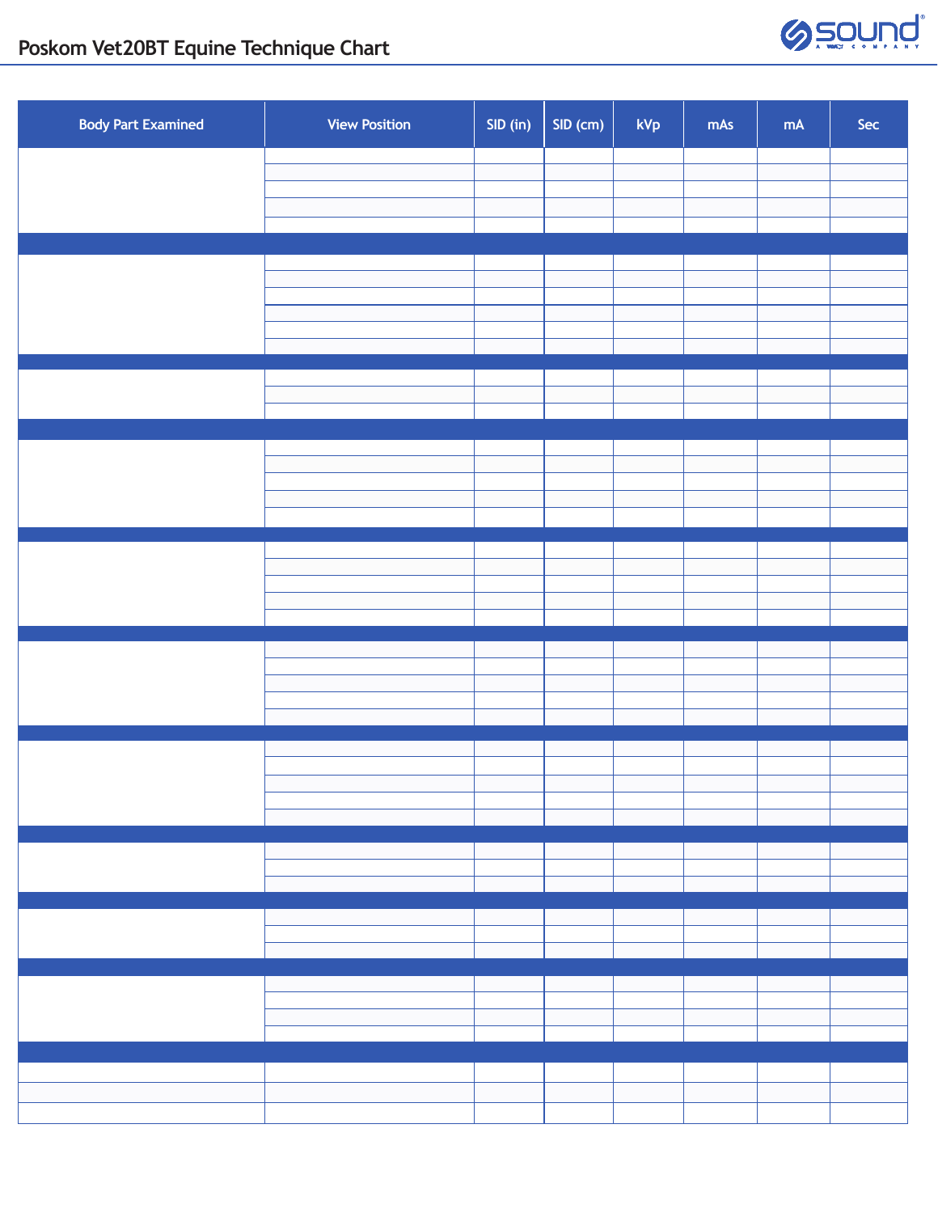# Poskom Vet20BT Equine Technique Chart

| Body Part Examined | View Position | SID (in) | SID (cm) | kVp | mAs | mA | Sec |
|---|---|---|---|---|---|---|---|
| | | | | | | | |
| | | | | | | | |
| | | | | | | | |
| | | | | | | | |
| | | | | | | | |
| | | | | | | | |
| | | | | | | | |
| | | | | | | | |
| | | | | | | | |
| | | | | | | | |
| | | | | | | | |
| | | | | | | | |
| | | | | | | | |
| | | | | | | | |
| | | | | | | | |
| | | | | | | | |
| | | | | | | | |
| | | | | | | | |
| | | | | | | | |
| | | | | | | | |
| | | | | | | | |
| | | | | | | | |
| | | | | | | | |
| | | | | | | | |
| | | | | | | | |
| | | | | | | | |
| | | | | | | | |
| | | | | | | | |
| | | | | | | | |
| | | | | | | | |
| | | | | | | | |
| | | | | | | | |
| | | | | | | | |
| | | | | | | | |
| | | | | | | | |
| | | | | | | | |
| | | | | | | | |
| | | | | | | | |
| | | | | | | | |
| | | | | | | | |
| | | | | | | | |
| | | | | | | | |
| | | | | | | | |
| | | | | | | | |
| | | | | | | | |
| | | | | | | | |
| | | | | | | | |
| | | | | | | | |
| | | | | | | | |
| | | | | | | | |
| | | | | | | | |
| | | | | | | | |
| | | | | | | | |
| | | | | | | | |
| | | | | | | | |
| | | | | | | | |
| | | | | | | | |